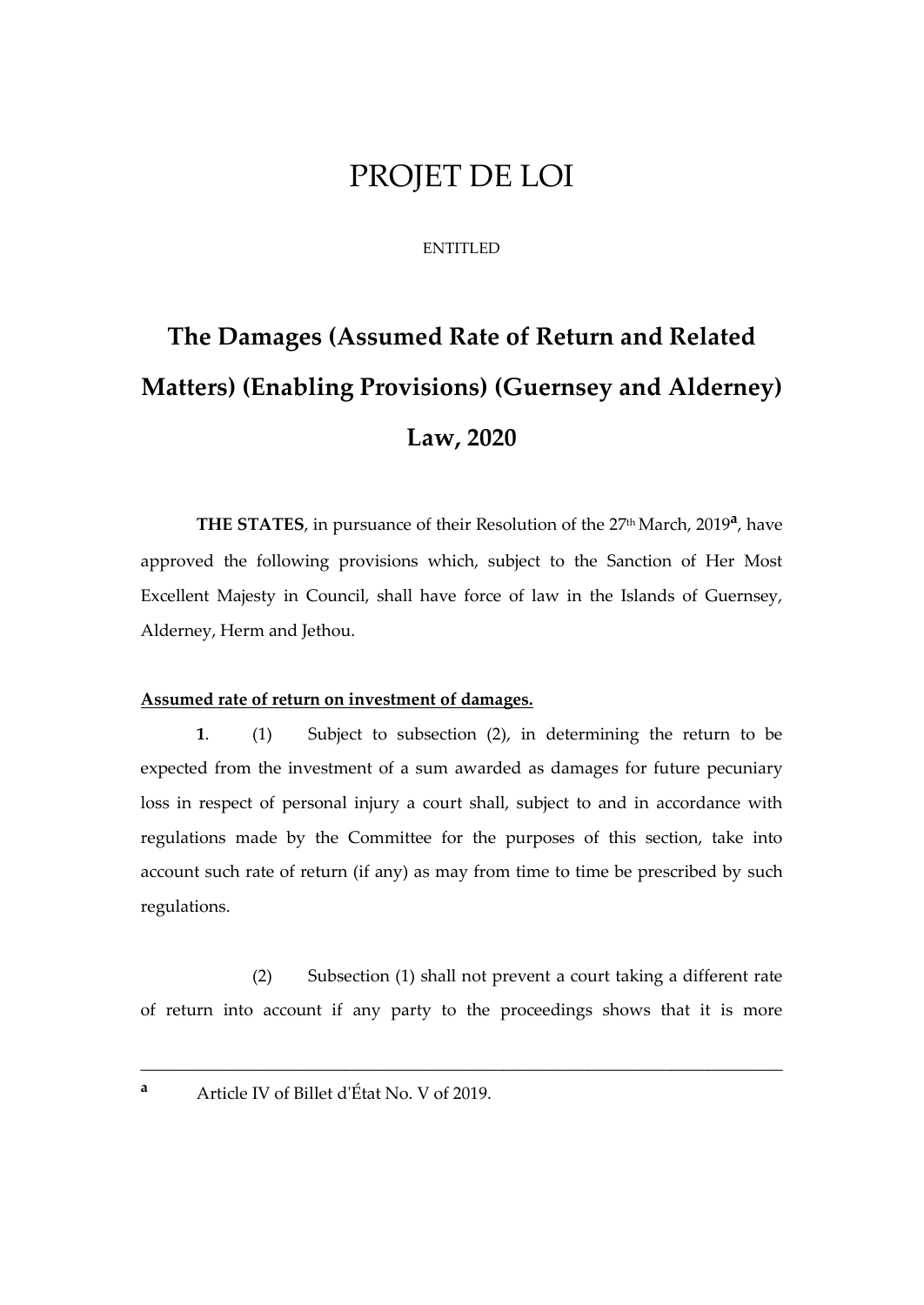# PROJET DE LOI

ENTITLED

## The Damages (Assumed Rate of Return and Related Matters) (Enabling Provisions) (Guernsey and Alderney) Law, 2020

**THE STATES**, in pursuance of their Resolution of the 27th March, 2019[a], have approved the following provisions which, subject to the Sanction of Her Most Excellent Majesty in Council, shall have force of law in the Islands of Guernsey, Alderney, Herm and Jethou.

**Assumed rate of return on investment of damages.**

**1**. (1) Subject to subsection (2), in determining the return to be expected from the investment of a sum awarded as damages for future pecuniary loss in respect of personal injury a court shall, subject to and in accordance with regulations made by the Committee for the purposes of this section, take into account such rate of return (if any) as may from time to time be prescribed by such regulations.

(2) Subsection (1) shall not prevent a court taking a different rate of return into account if any party to the proceedings shows that it is more

---

[a] Article IV of Billet d'État No. V of 2019.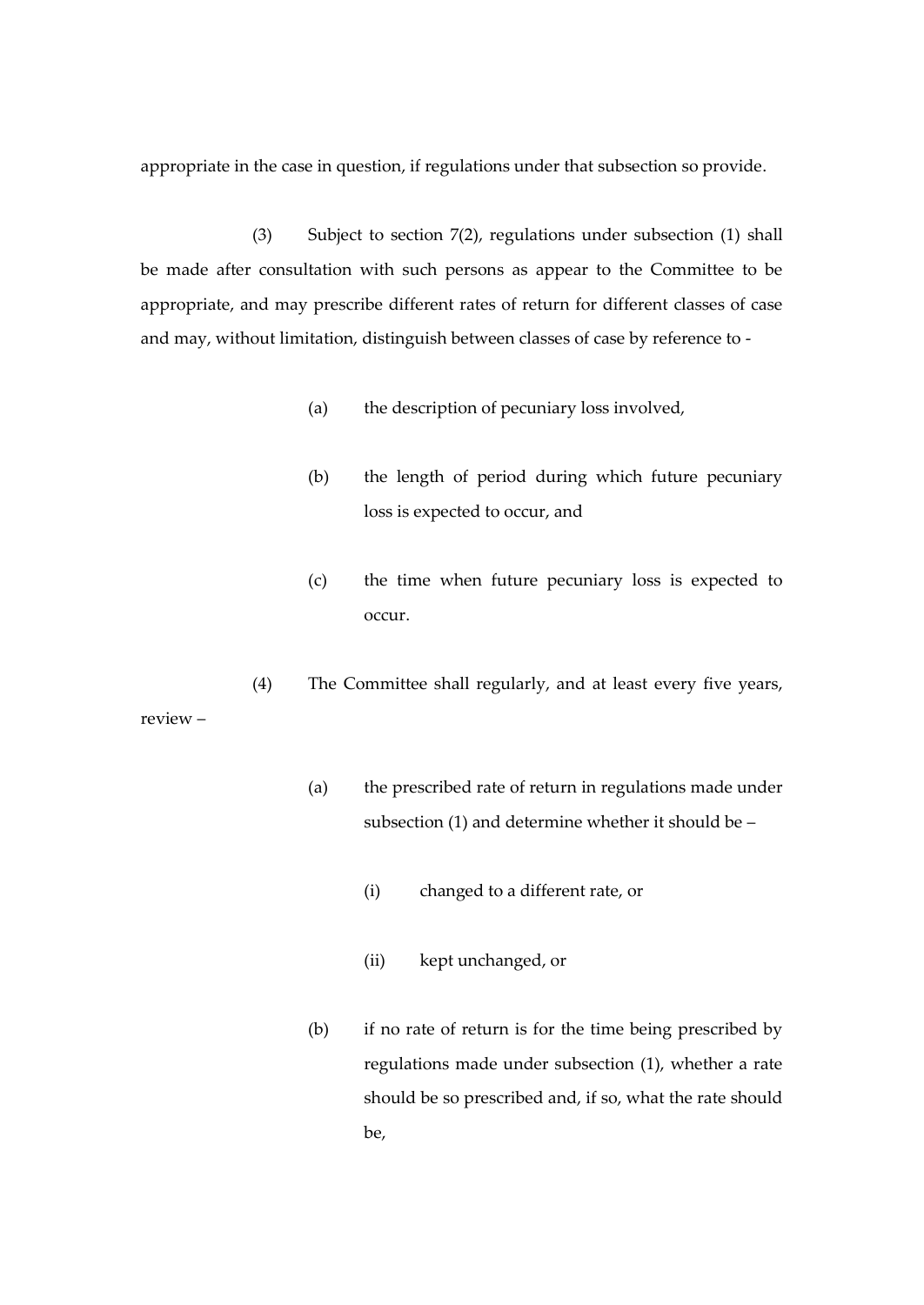appropriate in the case in question, if regulations under that subsection so provide.

(3) Subject to section 7(2), regulations under subsection (1) shall be made after consultation with such persons as appear to the Committee to be appropriate, and may prescribe different rates of return for different classes of case and may, without limitation, distinguish between classes of case by reference to -

(a) the description of pecuniary loss involved,

(b) the length of period during which future pecuniary loss is expected to occur, and

(c) the time when future pecuniary loss is expected to occur.

(4) The Committee shall regularly, and at least every five years, review –

(a) the prescribed rate of return in regulations made under subsection (1) and determine whether it should be –

(i) changed to a different rate, or

(ii) kept unchanged, or

(b) if no rate of return is for the time being prescribed by regulations made under subsection (1), whether a rate should be so prescribed and, if so, what the rate should be,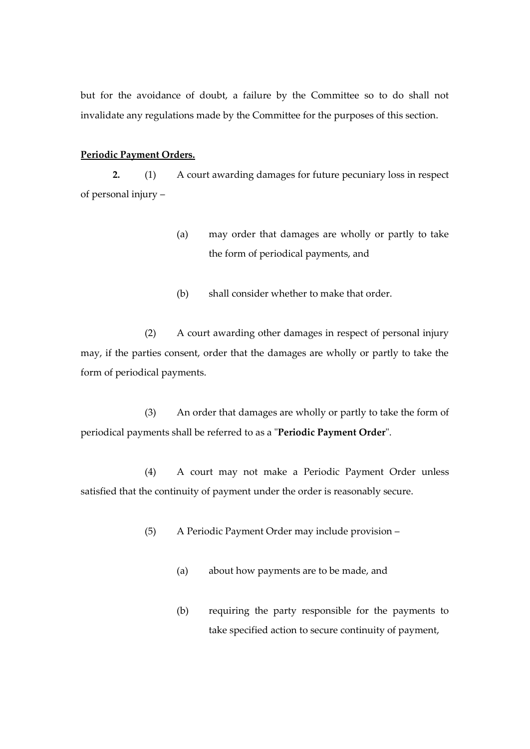but for the avoidance of doubt, a failure by the Committee so to do shall not invalidate any regulations made by the Committee for the purposes of this section.

**Periodic Payment Orders.**

**2.** (1) A court awarding damages for future pecuniary loss in respect of personal injury –

(a) may order that damages are wholly or partly to take the form of periodical payments, and

(b) shall consider whether to make that order.

(2) A court awarding other damages in respect of personal injury may, if the parties consent, order that the damages are wholly or partly to take the form of periodical payments.

(3) An order that damages are wholly or partly to take the form of periodical payments shall be referred to as a "**Periodic Payment Order**".

(4) A court may not make a Periodic Payment Order unless satisfied that the continuity of payment under the order is reasonably secure.

(5) A Periodic Payment Order may include provision –

(a) about how payments are to be made, and

(b) requiring the party responsible for the payments to take specified action to secure continuity of payment,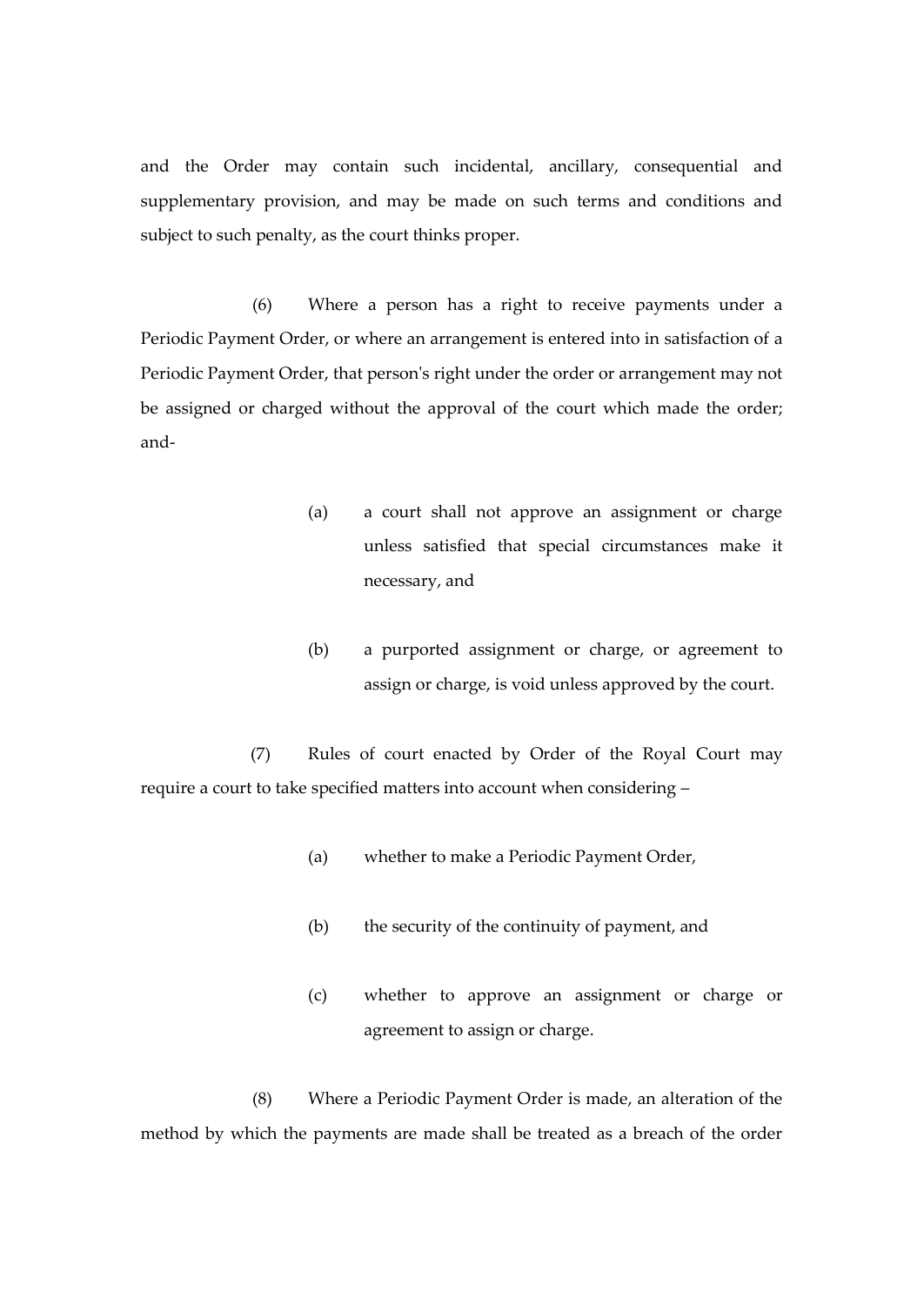and the Order may contain such incidental, ancillary, consequential and supplementary provision, and may be made on such terms and conditions and subject to such penalty, as the court thinks proper.

(6) Where a person has a right to receive payments under a Periodic Payment Order, or where an arrangement is entered into in satisfaction of a Periodic Payment Order, that person's right under the order or arrangement may not be assigned or charged without the approval of the court which made the order; and-

> (a) a court shall not approve an assignment or charge unless satisfied that special circumstances make it necessary, and
>
> (b) a purported assignment or charge, or agreement to assign or charge, is void unless approved by the court.

(7) Rules of court enacted by Order of the Royal Court may require a court to take specified matters into account when considering –

> (a) whether to make a Periodic Payment Order,
>
> (b) the security of the continuity of payment, and
>
> (c) whether to approve an assignment or charge or agreement to assign or charge.

(8) Where a Periodic Payment Order is made, an alteration of the method by which the payments are made shall be treated as a breach of the order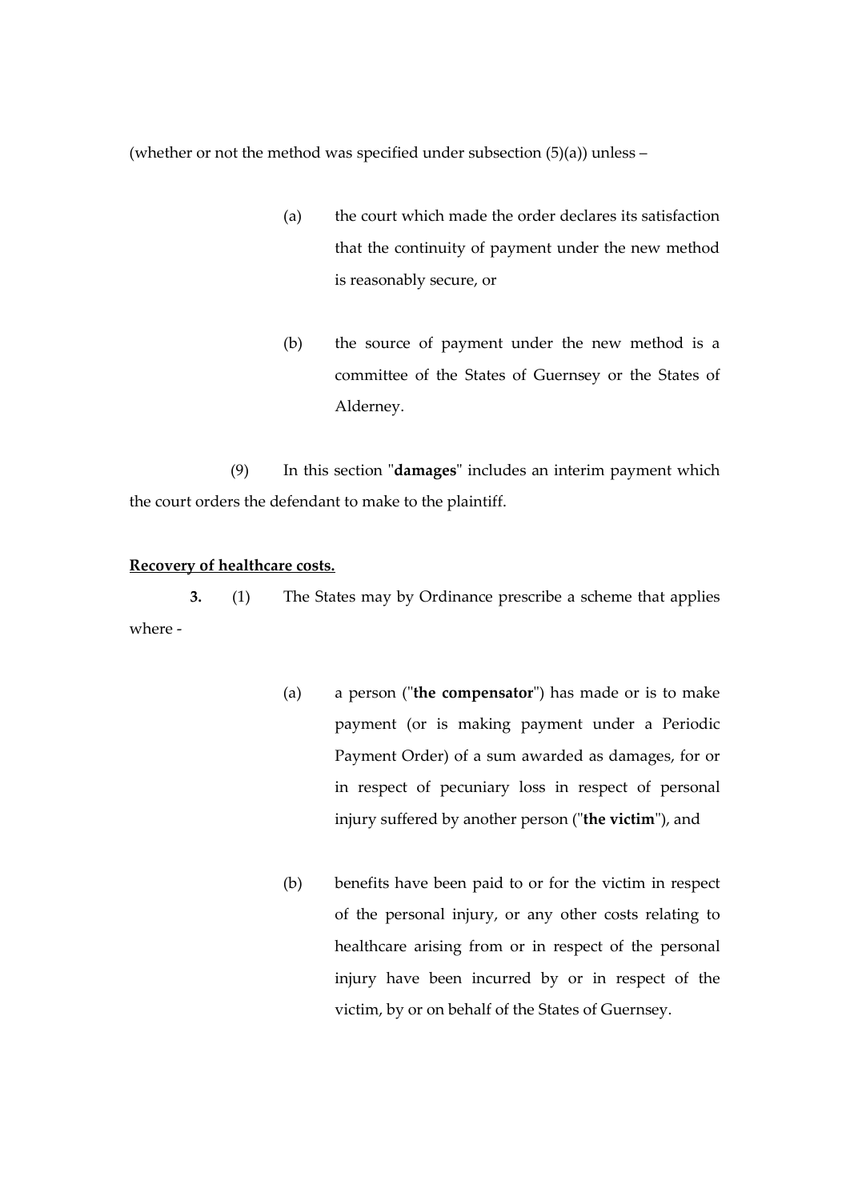(whether or not the method was specified under subsection (5)(a)) unless –

(a) the court which made the order declares its satisfaction that the continuity of payment under the new method is reasonably secure, or

(b) the source of payment under the new method is a committee of the States of Guernsey or the States of Alderney.

(9) In this section "**damages**" includes an interim payment which the court orders the defendant to make to the plaintiff.

**Recovery of healthcare costs.**

**3.** (1) The States may by Ordinance prescribe a scheme that applies where -

(a) a person ("**the compensator**") has made or is to make payment (or is making payment under a Periodic Payment Order) of a sum awarded as damages, for or in respect of pecuniary loss in respect of personal injury suffered by another person ("**the victim**"), and

(b) benefits have been paid to or for the victim in respect of the personal injury, or any other costs relating to healthcare arising from or in respect of the personal injury have been incurred by or in respect of the victim, by or on behalf of the States of Guernsey.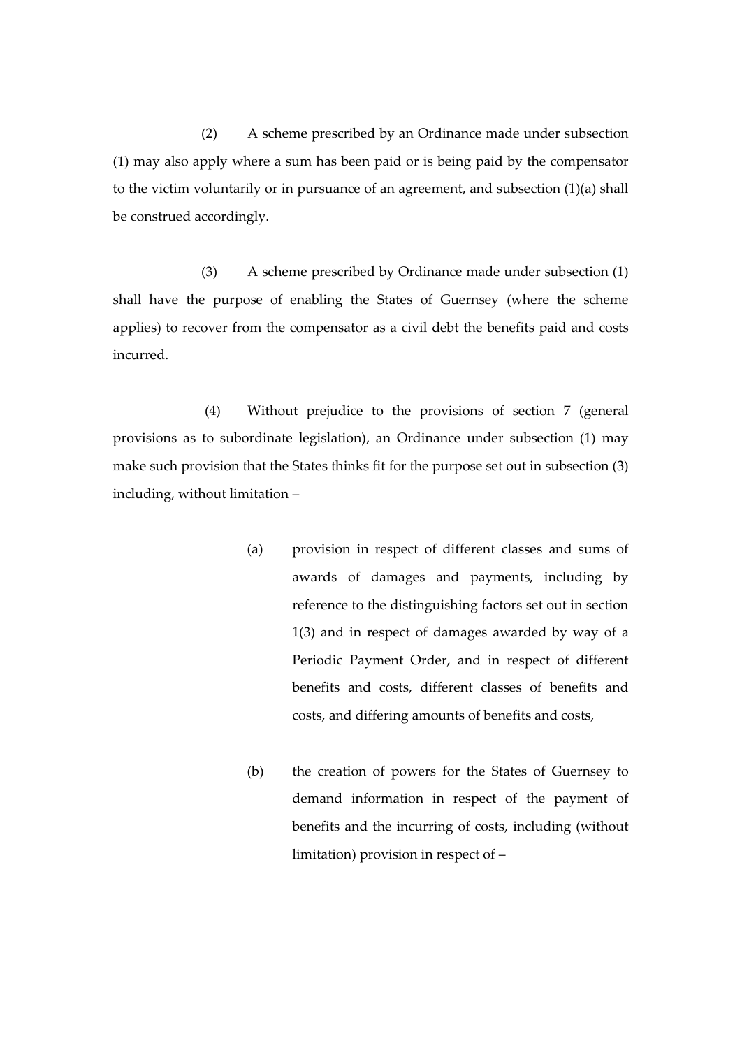(2) A scheme prescribed by an Ordinance made under subsection (1) may also apply where a sum has been paid or is being paid by the compensator to the victim voluntarily or in pursuance of an agreement, and subsection (1)(a) shall be construed accordingly.

(3) A scheme prescribed by Ordinance made under subsection (1) shall have the purpose of enabling the States of Guernsey (where the scheme applies) to recover from the compensator as a civil debt the benefits paid and costs incurred.

(4) Without prejudice to the provisions of section 7 (general provisions as to subordinate legislation), an Ordinance under subsection (1) may make such provision that the States thinks fit for the purpose set out in subsection (3) including, without limitation –

(a) provision in respect of different classes and sums of awards of damages and payments, including by reference to the distinguishing factors set out in section 1(3) and in respect of damages awarded by way of a Periodic Payment Order, and in respect of different benefits and costs, different classes of benefits and costs, and differing amounts of benefits and costs,

(b) the creation of powers for the States of Guernsey to demand information in respect of the payment of benefits and the incurring of costs, including (without limitation) provision in respect of –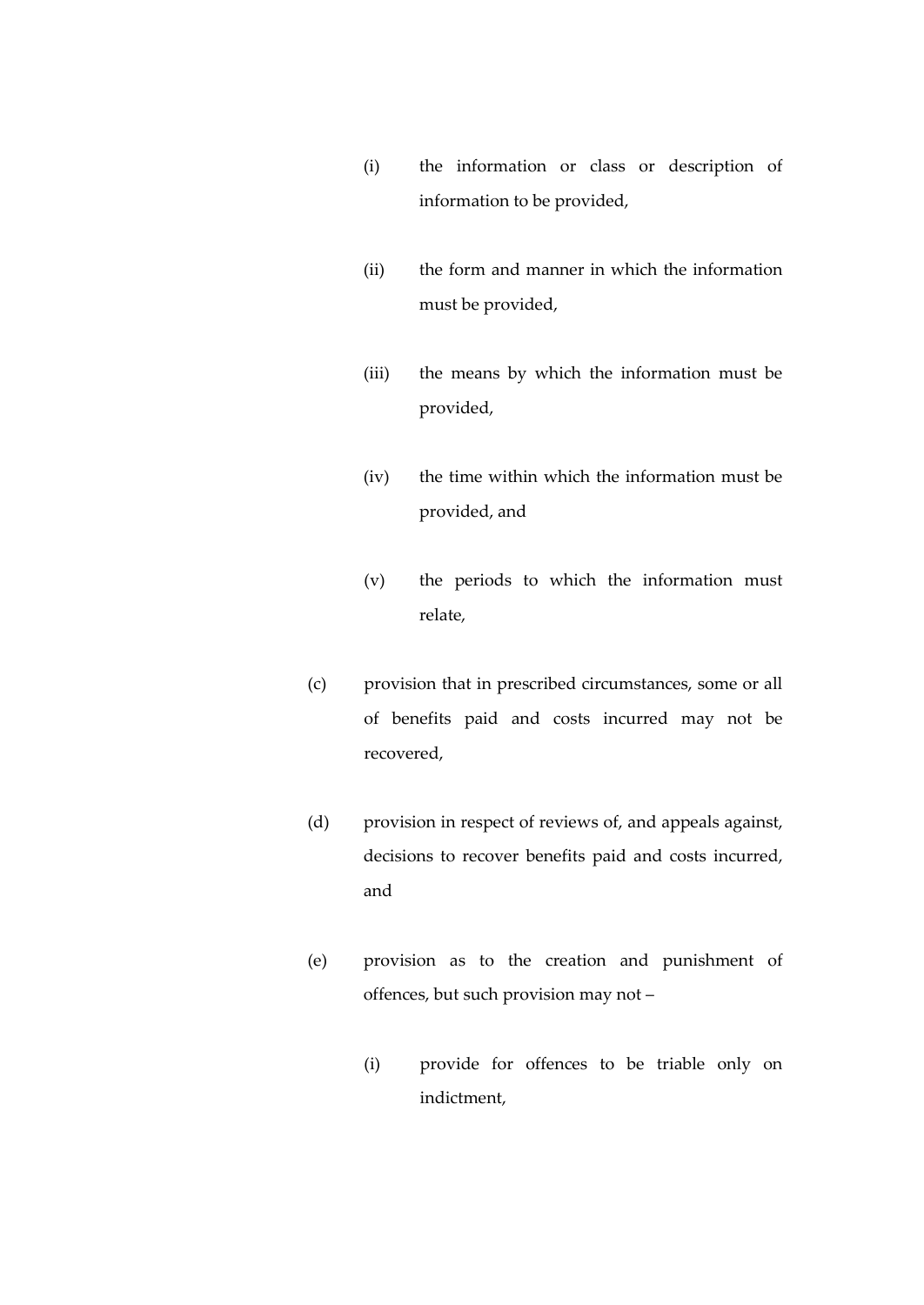- (i) the information or class or description of information to be provided,

- (ii) the form and manner in which the information must be provided,

- (iii) the means by which the information must be provided,

- (iv) the time within which the information must be provided, and

- (v) the periods to which the information must relate,

(c) provision that in prescribed circumstances, some or all of benefits paid and costs incurred may not be recovered,

(d) provision in respect of reviews of, and appeals against, decisions to recover benefits paid and costs incurred, and

(e) provision as to the creation and punishment of offences, but such provision may not –

- (i) provide for offences to be triable only on indictment,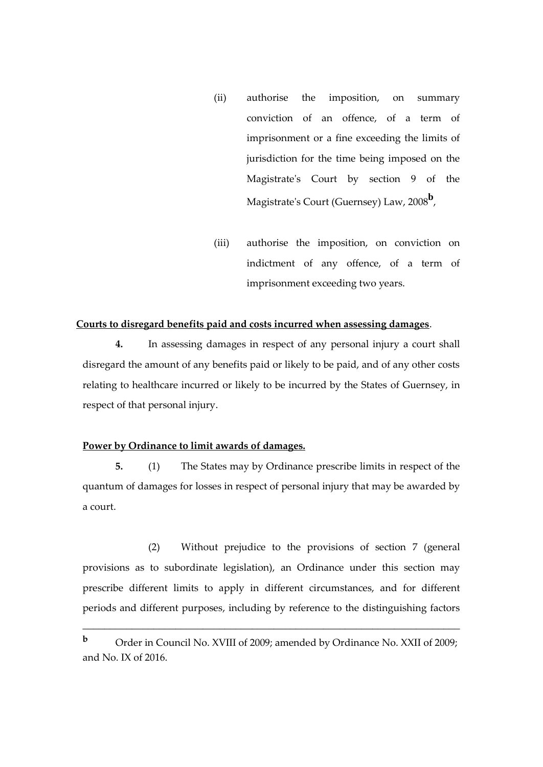(ii) authorise the imposition, on summary conviction of an offence, of a term of imprisonment or a fine exceeding the limits of jurisdiction for the time being imposed on the Magistrate's Court by section 9 of the Magistrate's Court (Guernsey) Law, 2008[b],

(iii) authorise the imposition, on conviction on indictment of any offence, of a term of imprisonment exceeding two years.

**Courts to disregard benefits paid and costs incurred when assessing damages**.

**4.** In assessing damages in respect of any personal injury a court shall disregard the amount of any benefits paid or likely to be paid, and of any other costs relating to healthcare incurred or likely to be incurred by the States of Guernsey, in respect of that personal injury.

**Power by Ordinance to limit awards of damages.**

**5.** (1) The States may by Ordinance prescribe limits in respect of the quantum of damages for losses in respect of personal injury that may be awarded by a court.

(2) Without prejudice to the provisions of section 7 (general provisions as to subordinate legislation), an Ordinance under this section may prescribe different limits to apply in different circumstances, and for different periods and different purposes, including by reference to the distinguishing factors

---

[b] Order in Council No. XVIII of 2009; amended by Ordinance No. XXII of 2009; and No. IX of 2016.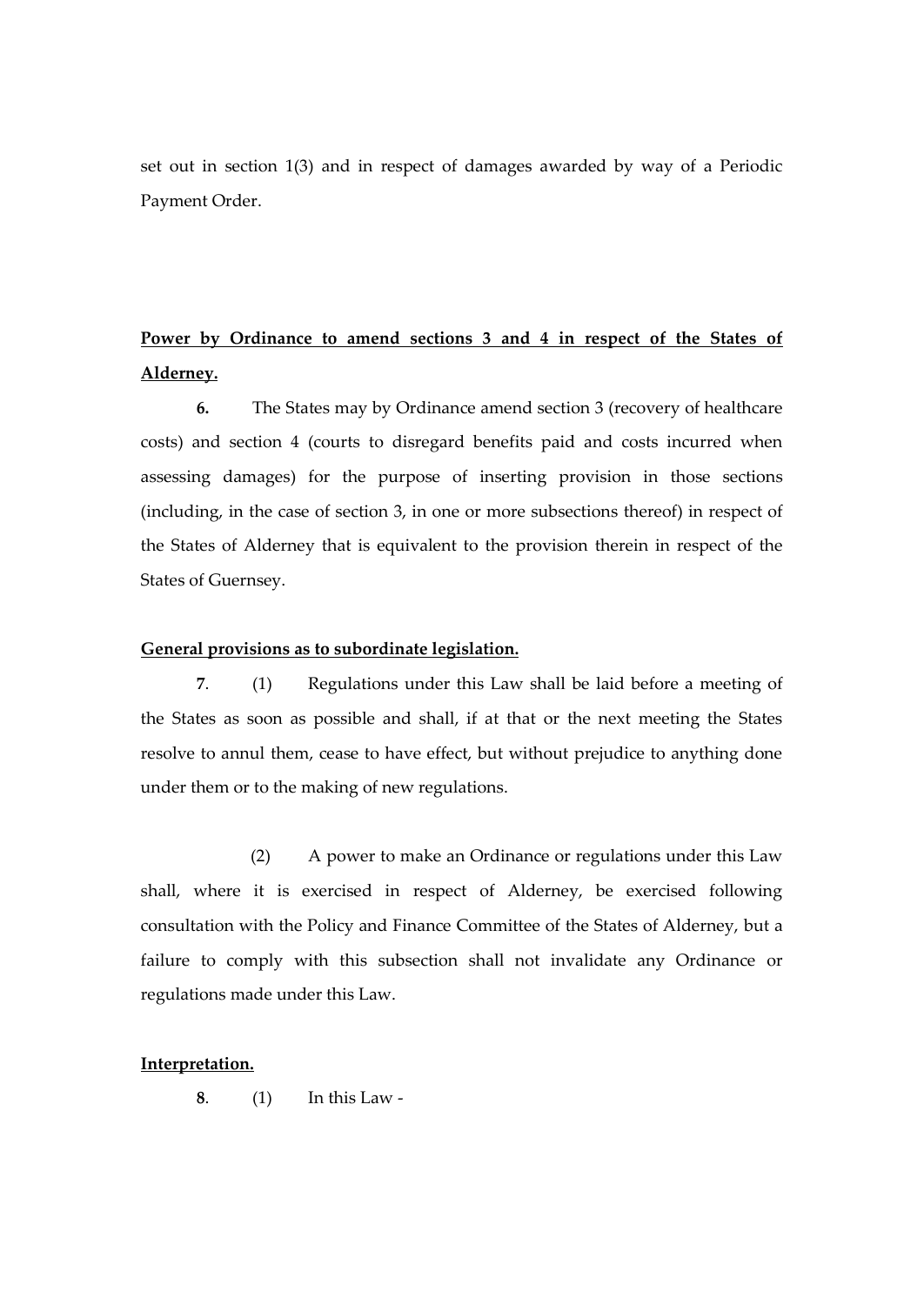set out in section 1(3) and in respect of damages awarded by way of a Periodic Payment Order.

**Power by Ordinance to amend sections 3 and 4 in respect of the States of Alderney.**

**6.** The States may by Ordinance amend section 3 (recovery of healthcare costs) and section 4 (courts to disregard benefits paid and costs incurred when assessing damages) for the purpose of inserting provision in those sections (including, in the case of section 3, in one or more subsections thereof) in respect of the States of Alderney that is equivalent to the provision therein in respect of the States of Guernsey.

**General provisions as to subordinate legislation.**

**7**. (1) Regulations under this Law shall be laid before a meeting of the States as soon as possible and shall, if at that or the next meeting the States resolve to annul them, cease to have effect, but without prejudice to anything done under them or to the making of new regulations.

(2) A power to make an Ordinance or regulations under this Law shall, where it is exercised in respect of Alderney, be exercised following consultation with the Policy and Finance Committee of the States of Alderney, but a failure to comply with this subsection shall not invalidate any Ordinance or regulations made under this Law.

**Interpretation.**

**8**. (1) In this Law -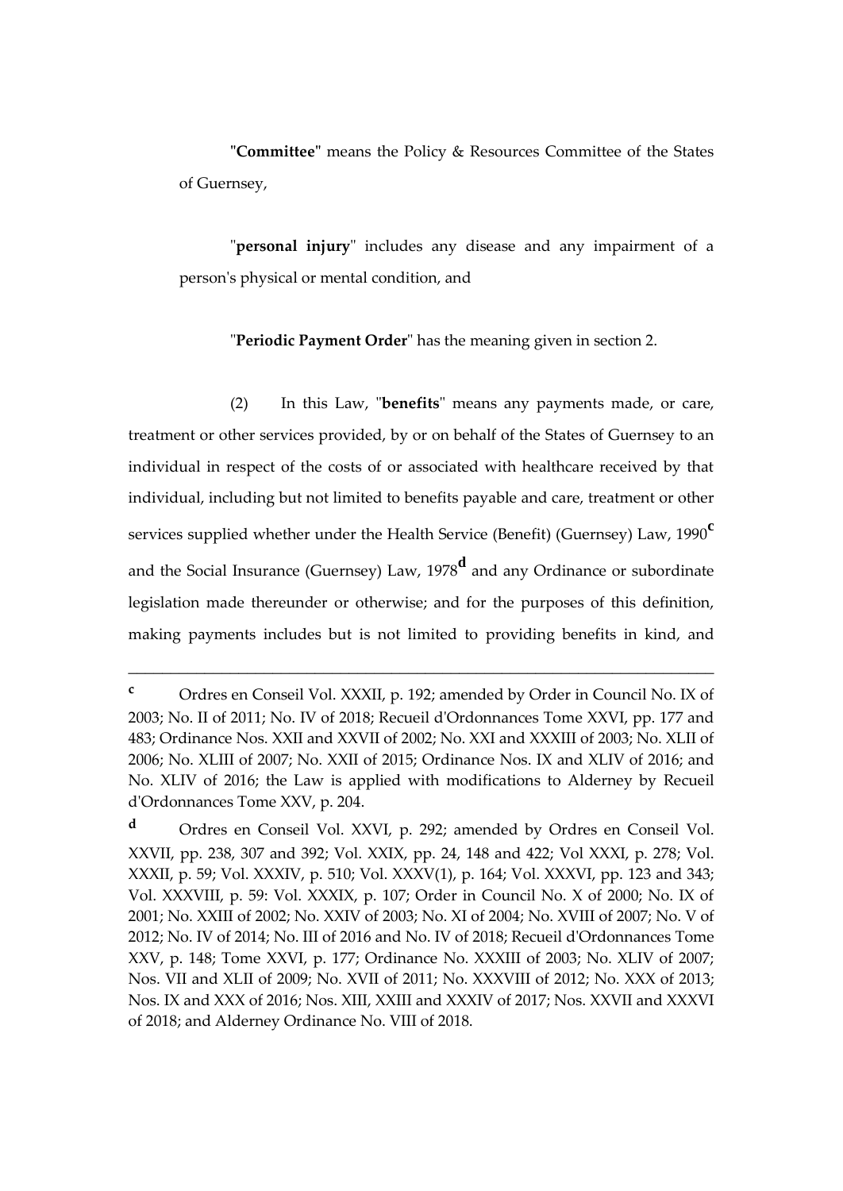"**Committee**" means the Policy & Resources Committee of the States of Guernsey,

"**personal injury**" includes any disease and any impairment of a person's physical or mental condition, and

"**Periodic Payment Order**" has the meaning given in section 2.

(2) In this Law, "**benefits**" means any payments made, or care, treatment or other services provided, by or on behalf of the States of Guernsey to an individual in respect of the costs of or associated with healthcare received by that individual, including but not limited to benefits payable and care, treatment or other services supplied whether under the Health Service (Benefit) (Guernsey) Law, 1990[c] and the Social Insurance (Guernsey) Law, 1978[d] and any Ordinance or subordinate legislation made thereunder or otherwise; and for the purposes of this definition, making payments includes but is not limited to providing benefits in kind, and

---

[c] Ordres en Conseil Vol. XXXII, p. 192; amended by Order in Council No. IX of 2003; No. II of 2011; No. IV of 2018; Recueil d'Ordonnances Tome XXVI, pp. 177 and 483; Ordinance Nos. XXII and XXVII of 2002; No. XXI and XXXIII of 2003; No. XLII of 2006; No. XLIII of 2007; No. XXII of 2015; Ordinance Nos. IX and XLIV of 2016; and No. XLIV of 2016; the Law is applied with modifications to Alderney by Recueil d'Ordonnances Tome XXV, p. 204.

[d] Ordres en Conseil Vol. XXVI, p. 292; amended by Ordres en Conseil Vol. XXVII, pp. 238, 307 and 392; Vol. XXIX, pp. 24, 148 and 422; Vol XXXI, p. 278; Vol. XXXII, p. 59; Vol. XXXIV, p. 510; Vol. XXXV(1), p. 164; Vol. XXXVI, pp. 123 and 343; Vol. XXXVIII, p. 59: Vol. XXXIX, p. 107; Order in Council No. X of 2000; No. IX of 2001; No. XXIII of 2002; No. XXIV of 2003; No. XI of 2004; No. XVIII of 2007; No. V of 2012; No. IV of 2014; No. III of 2016 and No. IV of 2018; Recueil d'Ordonnances Tome XXV, p. 148; Tome XXVI, p. 177; Ordinance No. XXXIII of 2003; No. XLIV of 2007; Nos. VII and XLII of 2009; No. XVII of 2011; No. XXXVIII of 2012; No. XXX of 2013; Nos. IX and XXX of 2016; Nos. XIII, XXIII and XXXIV of 2017; Nos. XXVII and XXXVI of 2018; and Alderney Ordinance No. VIII of 2018.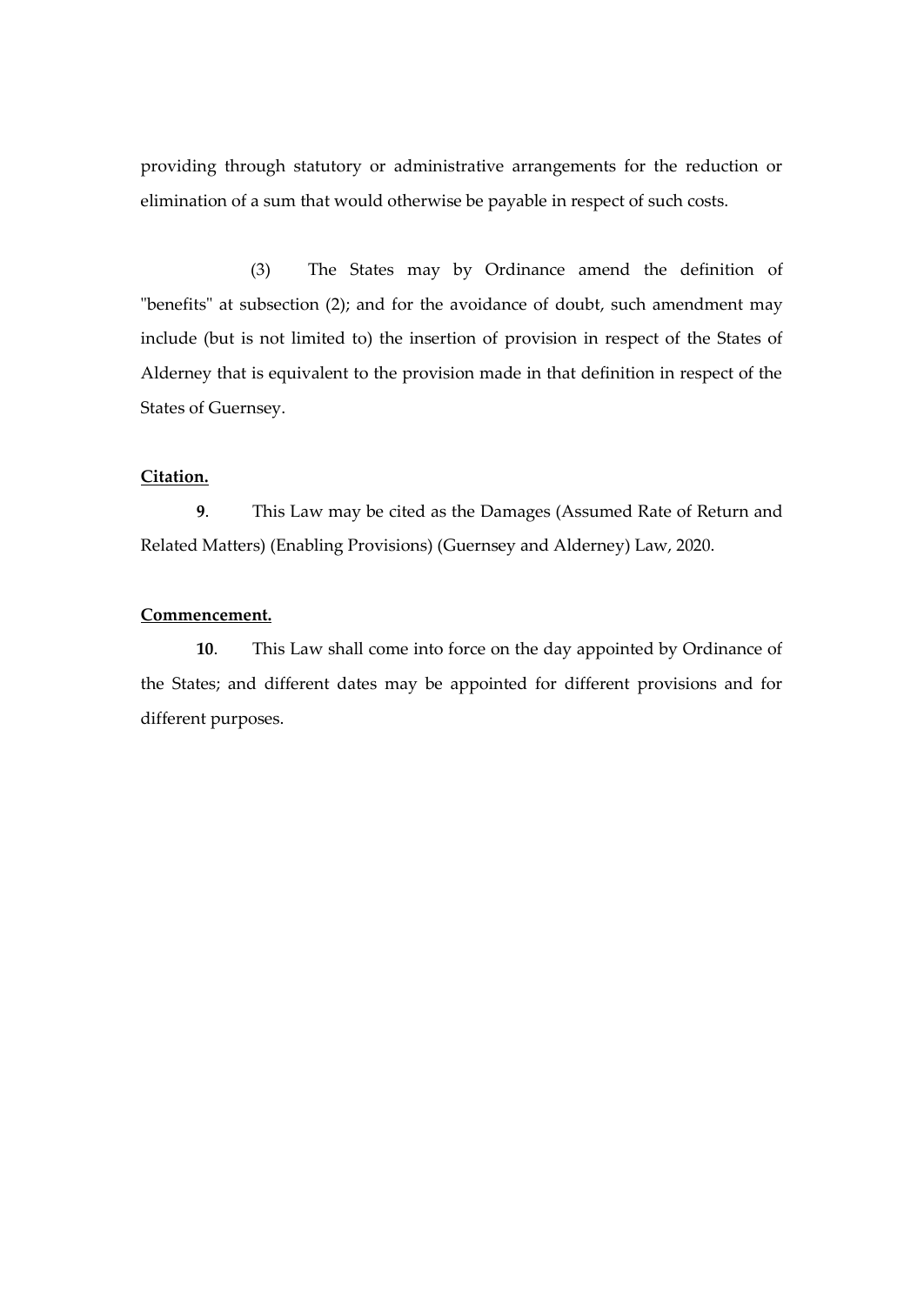providing through statutory or administrative arrangements for the reduction or elimination of a sum that would otherwise be payable in respect of such costs.

(3) The States may by Ordinance amend the definition of "benefits" at subsection (2); and for the avoidance of doubt, such amendment may include (but is not limited to) the insertion of provision in respect of the States of Alderney that is equivalent to the provision made in that definition in respect of the States of Guernsey.

**Citation.**

**9**. This Law may be cited as the Damages (Assumed Rate of Return and Related Matters) (Enabling Provisions) (Guernsey and Alderney) Law, 2020.

**Commencement.**

**10**. This Law shall come into force on the day appointed by Ordinance of the States; and different dates may be appointed for different provisions and for different purposes.